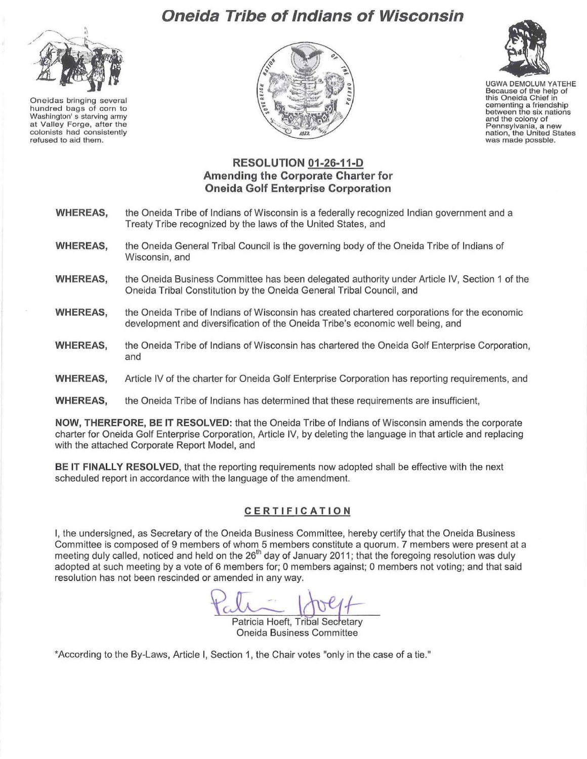# Oneida Tribe of Indians of Wisconsin

Oneidas bringing several hundred bags of corn to Washington's starving army at Valley Forge, after the colonists had consistently refused to aid them.

UGWA DEMOLUM YATEHE
Because of the help of this Oneida Chief in cementing a friendship between the six nations and the colony of Pennsylvania, a new nation, the United States was made possble.

## RESOLUTION 01-26-11-D
## Amending the Corporate Charter for Oneida Golf Enterprise Corporation

**WHEREAS,** the Oneida Tribe of Indians of Wisconsin is a federally recognized Indian government and a Treaty Tribe recognized by the laws of the United States, and

**WHEREAS,** the Oneida General Tribal Council is the governing body of the Oneida Tribe of Indians of Wisconsin, and

**WHEREAS,** the Oneida Business Committee has been delegated authority under Article IV, Section 1 of the Oneida Tribal Constitution by the Oneida General Tribal Council, and

**WHEREAS,** the Oneida Tribe of Indians of Wisconsin has created chartered corporations for the economic development and diversification of the Oneida Tribe's economic well being, and

**WHEREAS,** the Oneida Tribe of Indians of Wisconsin has chartered the Oneida Golf Enterprise Corporation, and

**WHEREAS,** Article IV of the charter for Oneida Golf Enterprise Corporation has reporting requirements, and

**WHEREAS,** the Oneida Tribe of Indians has determined that these requirements are insufficient,

**NOW, THEREFORE, BE IT RESOLVED:** that the Oneida Tribe of Indians of Wisconsin amends the corporate charter for Oneida Golf Enterprise Corporation, Article IV, by deleting the language in that article and replacing with the attached Corporate Report Model, and

**BE IT FINALLY RESOLVED**, that the reporting requirements now adopted shall be effective with the next scheduled report in accordance with the language of the amendment.

### CERTIFICATION

I, the undersigned, as Secretary of the Oneida Business Committee, hereby certify that the Oneida Business Committee is composed of 9 members of whom 5 members constitute a quorum. 7 members were present at a meeting duly called, noticed and held on the 26th day of January 2011; that the foregoing resolution was duly adopted at such meeting by a vote of 6 members for; 0 members against; 0 members not voting; and that said resolution has not been rescinded or amended in any way.

Patricia Hoeft, Tribal Secretary
Oneida Business Committee

*According to the By-Laws, Article I, Section 1, the Chair votes "only in the case of a tie."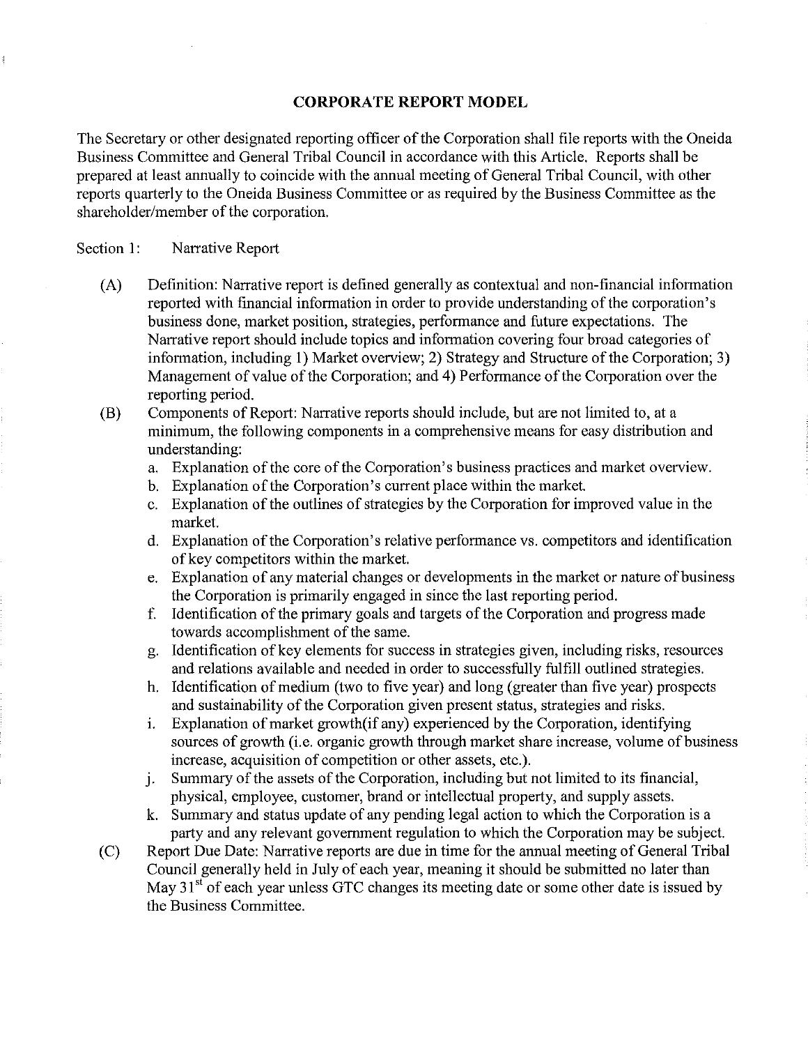## CORPORATE REPORT MODEL

The Secretary or other designated reporting officer of the Corporation shall file reports with the Oneida Business Committee and General Tribal Council in accordance with this Article. Reports shall be prepared at least annually to coincide with the annual meeting of General Tribal Council, with other reports quarterly to the Oneida Business Committee or as required by the Business Committee as the shareholder/member of the corporation.

Section 1: Narrative Report

(A) Definition: Narrative report is defined generally as contextual and non-financial information reported with financial information in order to provide understanding of the corporation's business done, market position, strategies, performance and future expectations. The Narrative report should include topics and information covering four broad categories of information, including 1) Market overview; 2) Strategy and Structure of the Corporation; 3) Management of value of the Corporation; and 4) Performance of the Corporation over the reporting period.

(B) Components of Report: Narrative reports should include, but are not limited to, at a minimum, the following components in a comprehensive means for easy distribution and understanding:

a. Explanation of the core of the Corporation's business practices and market overview.
b. Explanation of the Corporation's current place within the market.
c. Explanation of the outlines of strategies by the Corporation for improved value in the market.
d. Explanation of the Corporation's relative performance vs. competitors and identification of key competitors within the market.
e. Explanation of any material changes or developments in the market or nature of business the Corporation is primarily engaged in since the last reporting period.
f. Identification of the primary goals and targets of the Corporation and progress made towards accomplishment of the same.
g. Identification of key elements for success in strategies given, including risks, resources and relations available and needed in order to successfully fulfill outlined strategies.
h. Identification of medium (two to five year) and long (greater than five year) prospects and sustainability of the Corporation given present status, strategies and risks.
i. Explanation of market growth(if any) experienced by the Corporation, identifying sources of growth (i.e. organic growth through market share increase, volume of business increase, acquisition of competition or other assets, etc.).
j. Summary of the assets of the Corporation, including but not limited to its financial, physical, employee, customer, brand or intellectual property, and supply assets.
k. Summary and status update of any pending legal action to which the Corporation is a party and any relevant government regulation to which the Corporation may be subject.

(C) Report Due Date: Narrative reports are due in time for the annual meeting of General Tribal Council generally held in July of each year, meaning it should be submitted no later than May 31st of each year unless GTC changes its meeting date or some other date is issued by the Business Committee.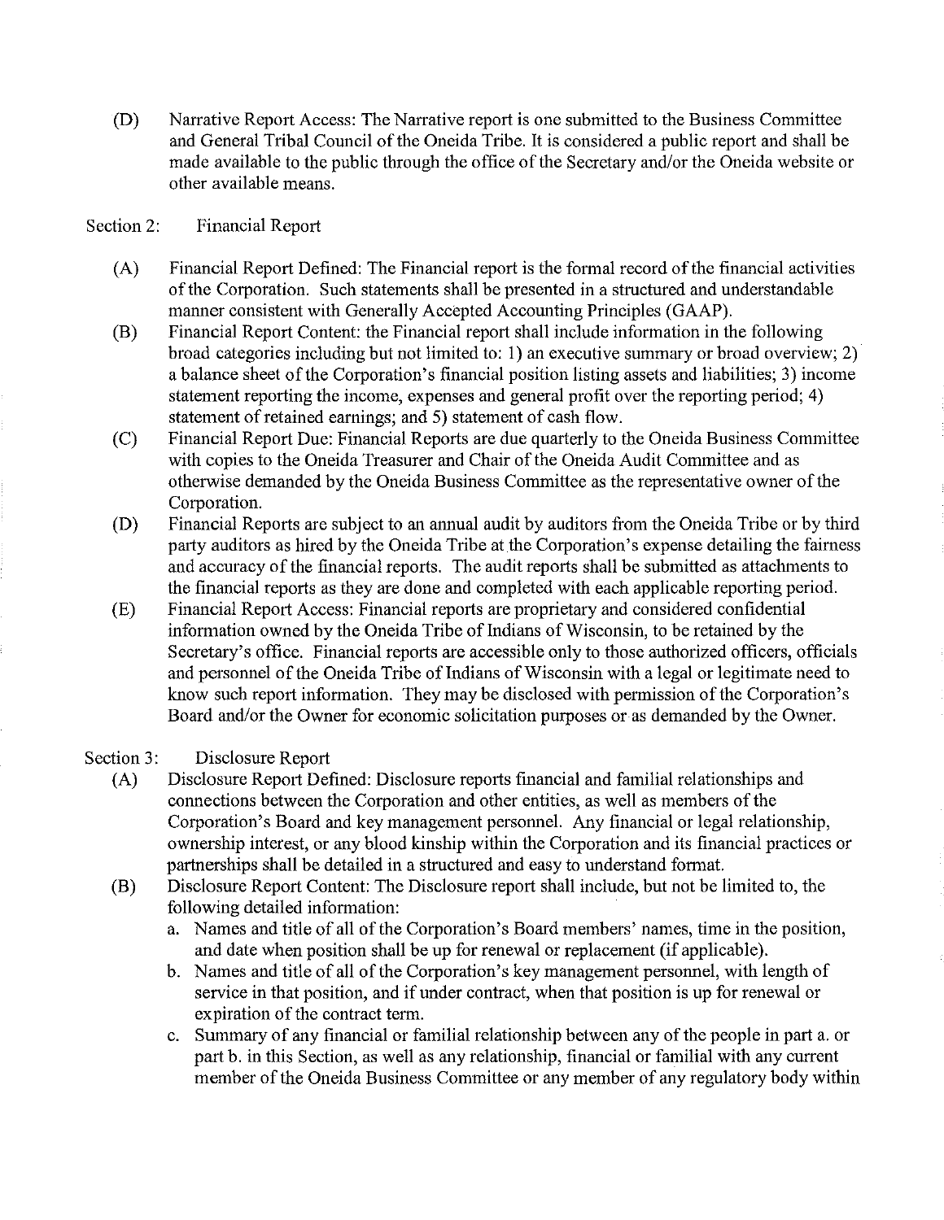(D) Narrative Report Access: The Narrative report is one submitted to the Business Committee and General Tribal Council of the Oneida Tribe. It is considered a public report and shall be made available to the public through the office of the Secretary and/or the Oneida website or other available means.

Section 2: Financial Report

(A) Financial Report Defined: The Financial report is the formal record of the financial activities of the Corporation. Such statements shall be presented in a structured and understandable manner consistent with Generally Accepted Accounting Principles (GAAP).

(B) Financial Report Content: the Financial report shall include information in the following broad categories including but not limited to: 1) an executive summary or broad overview; 2) a balance sheet of the Corporation's financial position listing assets and liabilities; 3) income statement reporting the income, expenses and general profit over the reporting period; 4) statement of retained earnings; and 5) statement of cash flow.

(C) Financial Report Due: Financial Reports are due quarterly to the Oneida Business Committee with copies to the Oneida Treasurer and Chair of the Oneida Audit Committee and as otherwise demanded by the Oneida Business Committee as the representative owner of the Corporation.

(D) Financial Reports are subject to an annual audit by auditors from the Oneida Tribe or by third party auditors as hired by the Oneida Tribe at the Corporation's expense detailing the fairness and accuracy of the financial reports. The audit reports shall be submitted as attachments to the financial reports as they are done and completed with each applicable reporting period.

(E) Financial Report Access: Financial reports are proprietary and considered confidential information owned by the Oneida Tribe of Indians of Wisconsin, to be retained by the Secretary's office. Financial reports are accessible only to those authorized officers, officials and personnel of the Oneida Tribe of Indians of Wisconsin with a legal or legitimate need to know such report information. They may be disclosed with permission of the Corporation's Board and/or the Owner for economic solicitation purposes or as demanded by the Owner.

Section 3: Disclosure Report

(A) Disclosure Report Defined: Disclosure reports financial and familial relationships and connections between the Corporation and other entities, as well as members of the Corporation's Board and key management personnel. Any financial or legal relationship, ownership interest, or any blood kinship within the Corporation and its financial practices or partnerships shall be detailed in a structured and easy to understand format.

(B) Disclosure Report Content: The Disclosure report shall include, but not be limited to, the following detailed information:

a. Names and title of all of the Corporation's Board members' names, time in the position, and date when position shall be up for renewal or replacement (if applicable).
b. Names and title of all of the Corporation's key management personnel, with length of service in that position, and if under contract, when that position is up for renewal or expiration of the contract term.
c. Summary of any financial or familial relationship between any of the people in part a. or part b. in this Section, as well as any relationship, financial or familial with any current member of the Oneida Business Committee or any member of any regulatory body within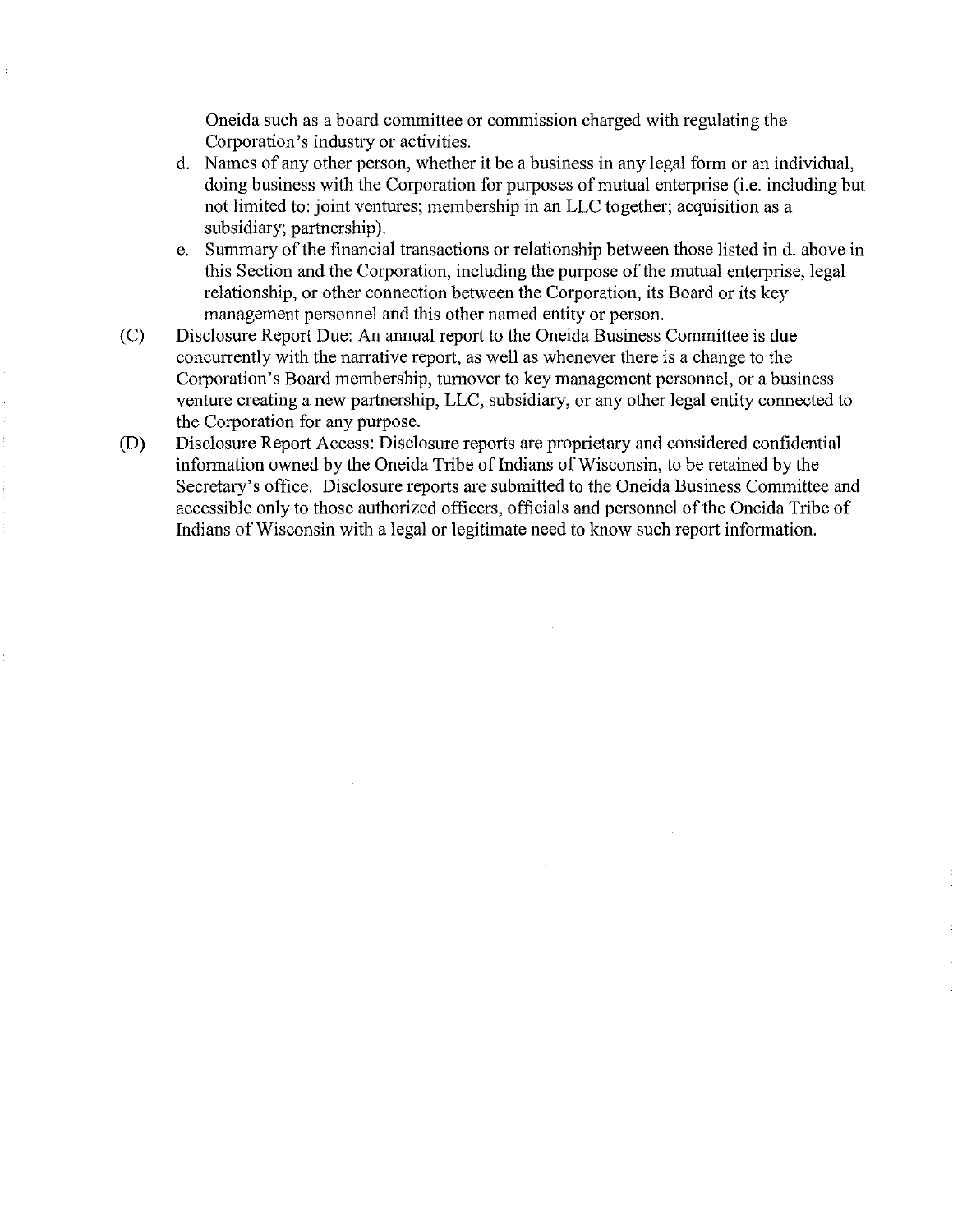Oneida such as a board committee or commission charged with regulating the Corporation's industry or activities.

d. Names of any other person, whether it be a business in any legal form or an individual, doing business with the Corporation for purposes of mutual enterprise (i.e. including but not limited to: joint ventures; membership in an LLC together; acquisition as a subsidiary; partnership).

e. Summary of the financial transactions or relationship between those listed in d. above in this Section and the Corporation, including the purpose of the mutual enterprise, legal relationship, or other connection between the Corporation, its Board or its key management personnel and this other named entity or person.

(C) Disclosure Report Due: An annual report to the Oneida Business Committee is due concurrently with the narrative report, as well as whenever there is a change to the Corporation's Board membership, turnover to key management personnel, or a business venture creating a new partnership, LLC, subsidiary, or any other legal entity connected to the Corporation for any purpose.

(D) Disclosure Report Access: Disclosure reports are proprietary and considered confidential information owned by the Oneida Tribe of Indians of Wisconsin, to be retained by the Secretary's office. Disclosure reports are submitted to the Oneida Business Committee and accessible only to those authorized officers, officials and personnel of the Oneida Tribe of Indians of Wisconsin with a legal or legitimate need to know such report information.